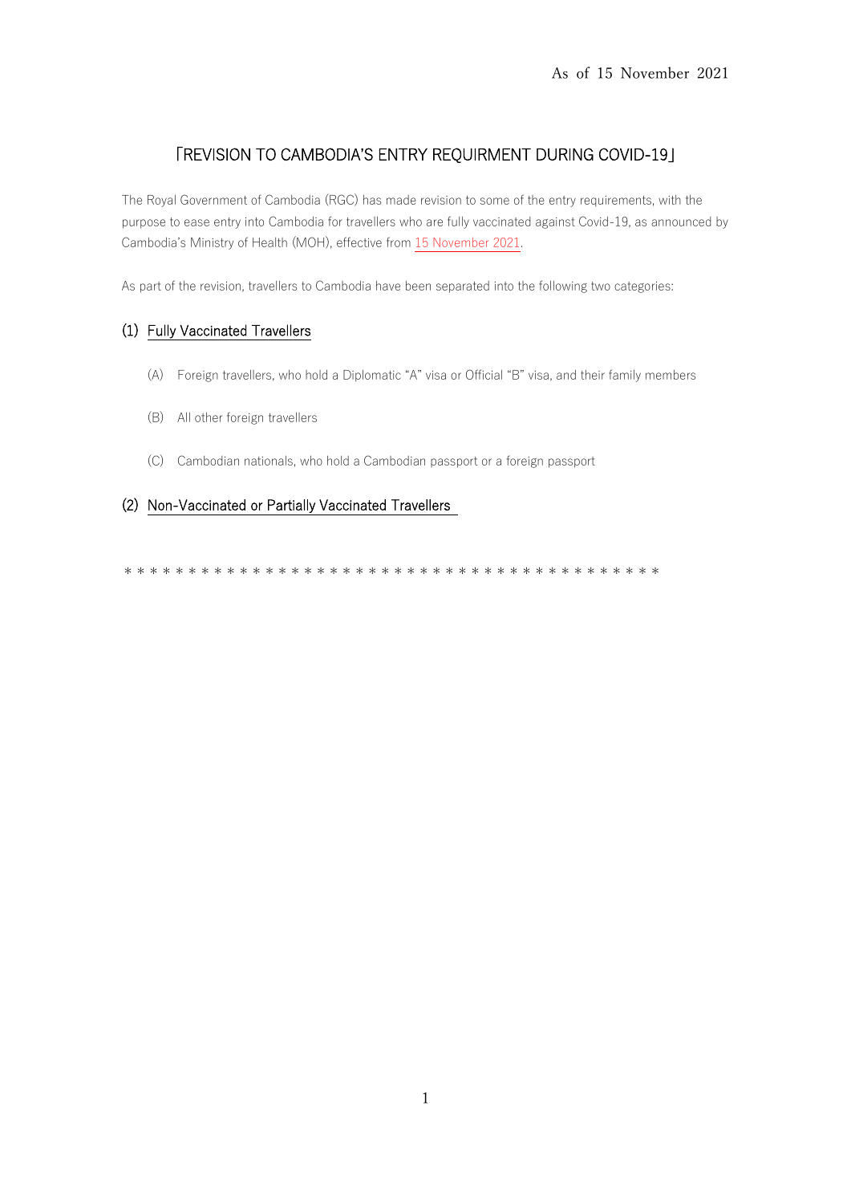As of 15 November 2021

# 「REVISION TO CAMBODIA'S ENTRY REQUIRMENT DURING COVID-19」

The Royal Government of Cambodia (RGC) has made revision to some of the entry requirements, with the purpose to ease entry into Cambodia for travellers who are fully vaccinated against Covid-19, as announced by Cambodia's Ministry of Health (MOH), effective from 15 November 2021.

As part of the revision, travellers to Cambodia have been separated into the following two categories:

## (1) Fully Vaccinated Travellers

(A) Foreign travellers, who hold a Diplomatic "A" visa or Official "B" visa, and their family members

(B) All other foreign travellers

(C) Cambodian nationals, who hold a Cambodian passport or a foreign passport

## (2) Non-Vaccinated or Partially Vaccinated Travellers

＊＊＊＊＊＊＊＊＊＊＊＊＊＊＊＊＊＊＊＊＊＊＊＊＊＊＊＊＊＊＊＊＊＊＊＊＊＊＊＊＊＊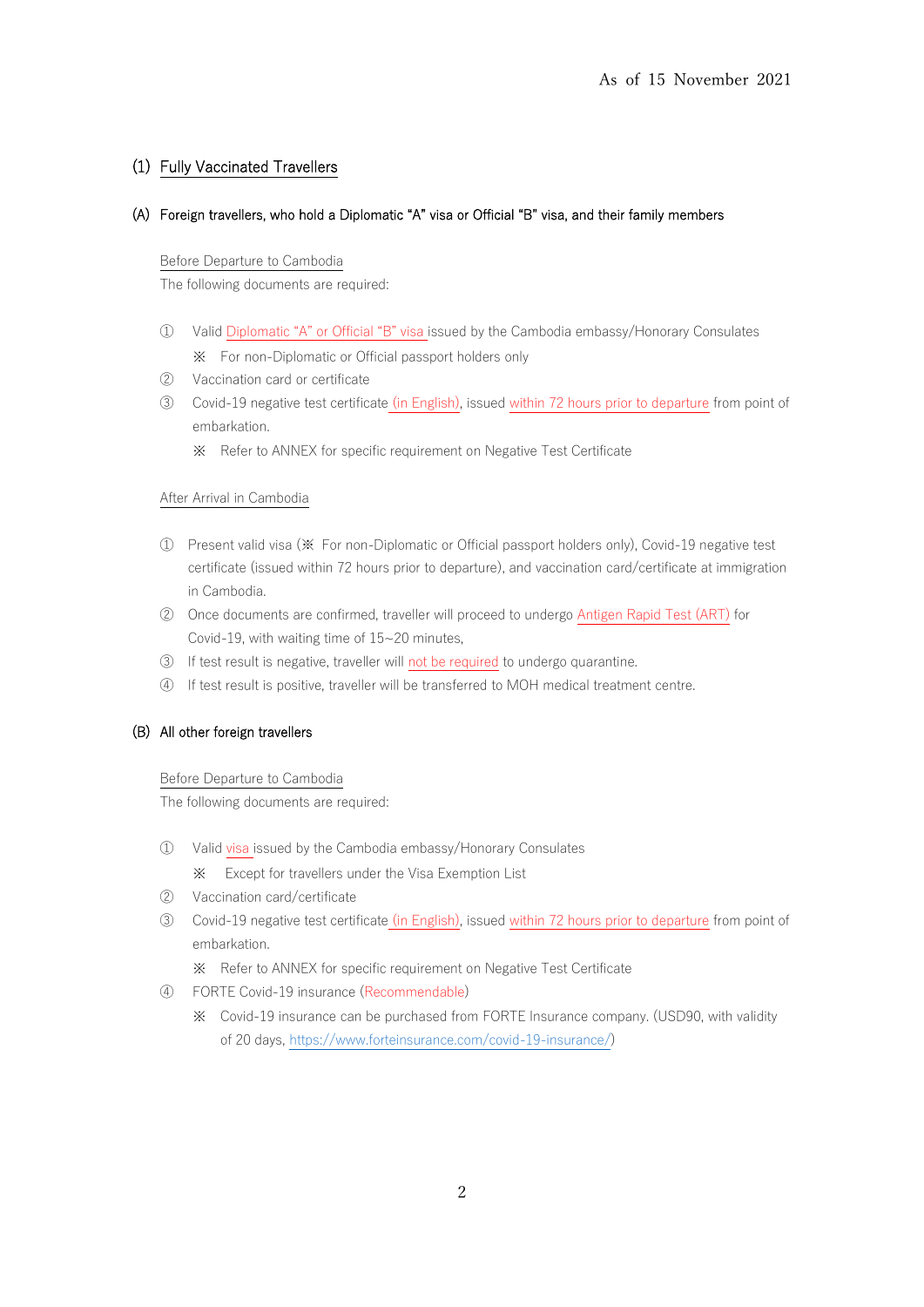As of 15 November 2021

## (1) Fully Vaccinated Travellers

### (A) Foreign travellers, who hold a Diplomatic "A" visa or Official "B" visa, and their family members

Before Departure to Cambodia

The following documents are required:

① Valid Diplomatic "A" or Official "B" visa issued by the Cambodia embassy/Honorary Consulates

※ For non-Diplomatic or Official passport holders only

② Vaccination card or certificate

③ Covid-19 negative test certificate (in English), issued within 72 hours prior to departure from point of embarkation.

※ Refer to ANNEX for specific requirement on Negative Test Certificate

After Arrival in Cambodia

① Present valid visa (※ For non-Diplomatic or Official passport holders only), Covid-19 negative test certificate (issued within 72 hours prior to departure), and vaccination card/certificate at immigration in Cambodia.

② Once documents are confirmed, traveller will proceed to undergo Antigen Rapid Test (ART) for Covid-19, with waiting time of 15~20 minutes,

③ If test result is negative, traveller will not be required to undergo quarantine.

④ If test result is positive, traveller will be transferred to MOH medical treatment centre.

### (B) All other foreign travellers

Before Departure to Cambodia

The following documents are required:

① Valid visa issued by the Cambodia embassy/Honorary Consulates

※ Except for travellers under the Visa Exemption List

② Vaccination card/certificate

③ Covid-19 negative test certificate (in English), issued within 72 hours prior to departure from point of embarkation.

※ Refer to ANNEX for specific requirement on Negative Test Certificate

④ FORTE Covid-19 insurance (Recommendable)

※ Covid-19 insurance can be purchased from FORTE Insurance company. (USD90, with validity of 20 days, https://www.forteinsurance.com/covid-19-insurance/)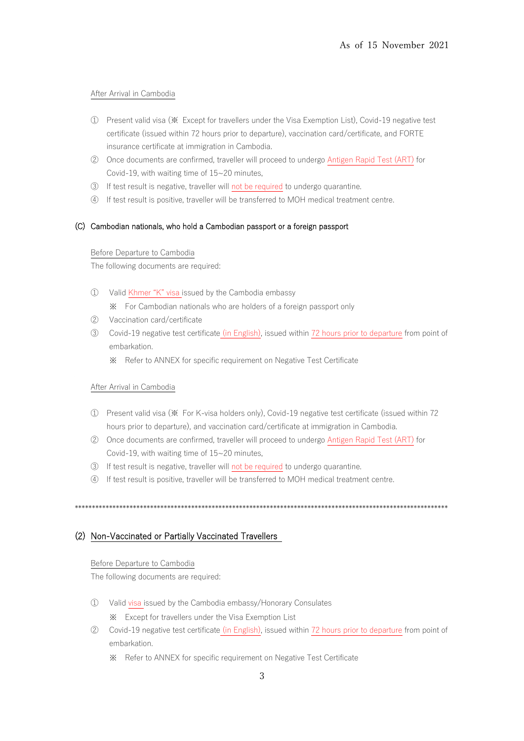As of 15 November 2021

After Arrival in Cambodia

① Present valid visa (※ Except for travellers under the Visa Exemption List), Covid-19 negative test certificate (issued within 72 hours prior to departure), vaccination card/certificate, and FORTE insurance certificate at immigration in Cambodia.

② Once documents are confirmed, traveller will proceed to undergo Antigen Rapid Test (ART) for Covid-19, with waiting time of 15~20 minutes,

③ If test result is negative, traveller will not be required to undergo quarantine.

④ If test result is positive, traveller will be transferred to MOH medical treatment centre.

### (C) Cambodian nationals, who hold a Cambodian passport or a foreign passport

Before Departure to Cambodia

The following documents are required:

① Valid Khmer "K" visa issued by the Cambodia embassy

※ For Cambodian nationals who are holders of a foreign passport only

② Vaccination card/certificate

③ Covid-19 negative test certificate (in English), issued within 72 hours prior to departure from point of embarkation.

※ Refer to ANNEX for specific requirement on Negative Test Certificate

After Arrival in Cambodia

① Present valid visa (※ For K-visa holders only), Covid-19 negative test certificate (issued within 72 hours prior to departure), and vaccination card/certificate at immigration in Cambodia.

② Once documents are confirmed, traveller will proceed to undergo Antigen Rapid Test (ART) for Covid-19, with waiting time of 15~20 minutes,

③ If test result is negative, traveller will not be required to undergo quarantine.

④ If test result is positive, traveller will be transferred to MOH medical treatment centre.

******************************************************************************************************************

## (2) Non-Vaccinated or Partially Vaccinated Travellers

Before Departure to Cambodia

The following documents are required:

① Valid visa issued by the Cambodia embassy/Honorary Consulates

※ Except for travellers under the Visa Exemption List

② Covid-19 negative test certificate (in English), issued within 72 hours prior to departure from point of embarkation.

※ Refer to ANNEX for specific requirement on Negative Test Certificate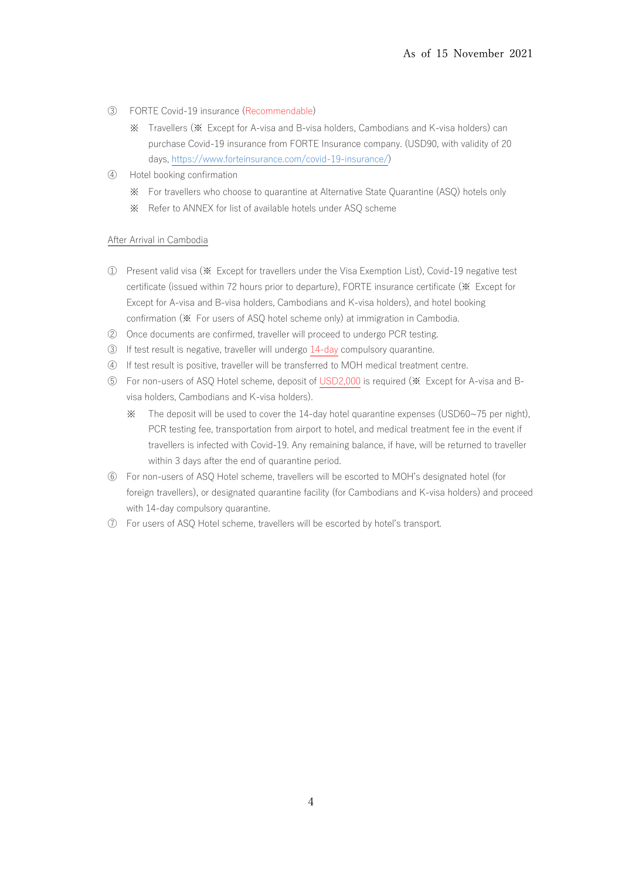As of 15 November 2021

③ FORTE Covid-19 insurance (Recommendable)

※ Travellers (※ Except for A-visa and B-visa holders, Cambodians and K-visa holders) can purchase Covid-19 insurance from FORTE Insurance company. (USD90, with validity of 20 days, https://www.forteinsurance.com/covid-19-insurance/)

④ Hotel booking confirmation

※ For travellers who choose to quarantine at Alternative State Quarantine (ASQ) hotels only

※ Refer to ANNEX for list of available hotels under ASQ scheme

After Arrival in Cambodia

① Present valid visa (※ Except for travellers under the Visa Exemption List), Covid-19 negative test certificate (issued within 72 hours prior to departure), FORTE insurance certificate (※ Except for Except for A-visa and B-visa holders, Cambodians and K-visa holders), and hotel booking confirmation (※ For users of ASQ hotel scheme only) at immigration in Cambodia.

② Once documents are confirmed, traveller will proceed to undergo PCR testing.

③ If test result is negative, traveller will undergo 14-day compulsory quarantine.

④ If test result is positive, traveller will be transferred to MOH medical treatment centre.

⑤ For non-users of ASQ Hotel scheme, deposit of USD2,000 is required (※ Except for A-visa and B-visa holders, Cambodians and K-visa holders).

※ The deposit will be used to cover the 14-day hotel quarantine expenses (USD60~75 per night), PCR testing fee, transportation from airport to hotel, and medical treatment fee in the event if travellers is infected with Covid-19. Any remaining balance, if have, will be returned to traveller within 3 days after the end of quarantine period.

⑥ For non-users of ASQ Hotel scheme, travellers will be escorted to MOH's designated hotel (for foreign travellers), or designated quarantine facility (for Cambodians and K-visa holders) and proceed with 14-day compulsory quarantine.

⑦ For users of ASQ Hotel scheme, travellers will be escorted by hotel's transport.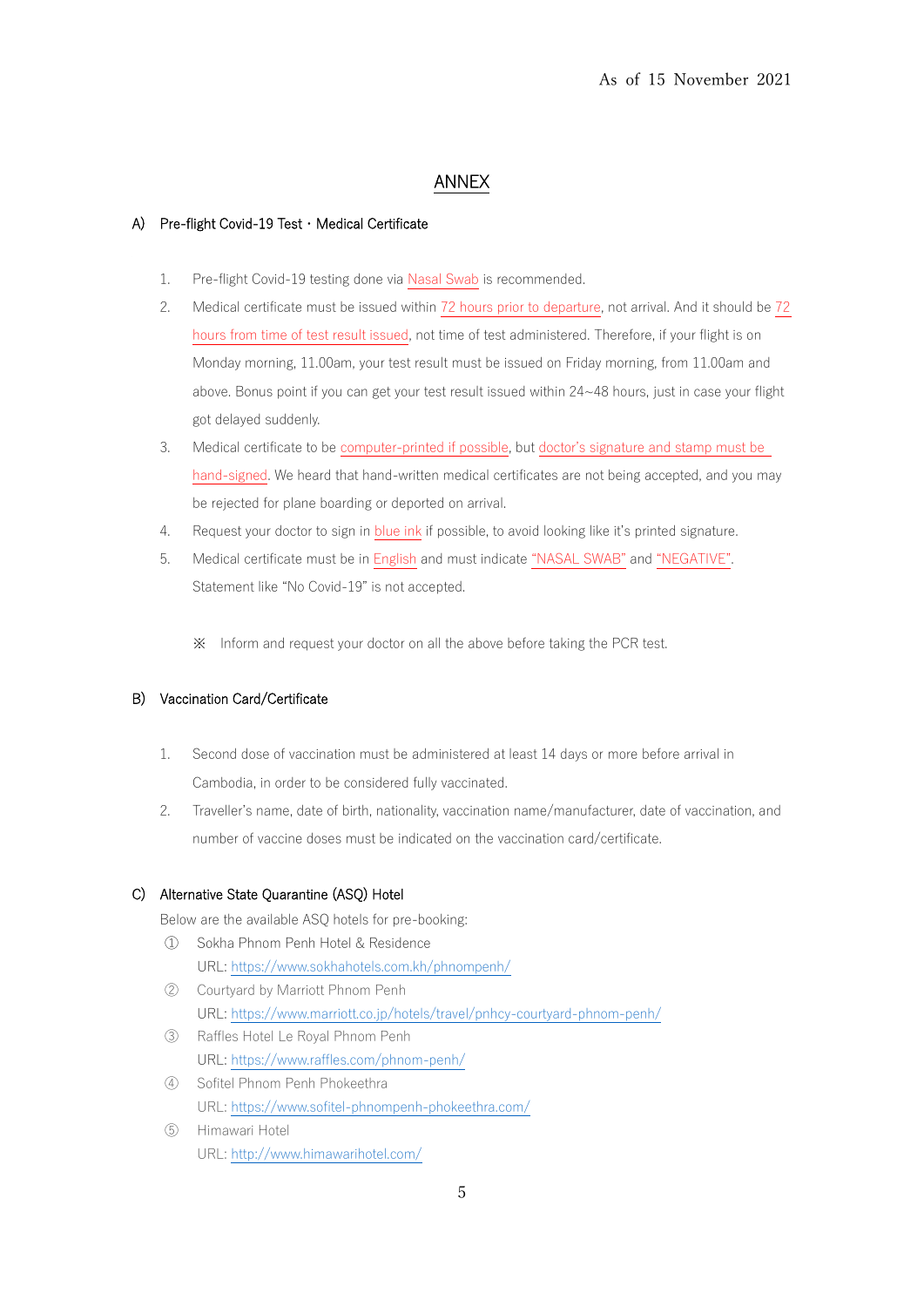As of 15 November 2021

# ANNEX

## A) Pre-flight Covid-19 Test・Medical Certificate

1. Pre-flight Covid-19 testing done via Nasal Swab is recommended.
2. Medical certificate must be issued within 72 hours prior to departure, not arrival. And it should be 72 hours from time of test result issued, not time of test administered. Therefore, if your flight is on Monday morning, 11.00am, your test result must be issued on Friday morning, from 11.00am and above. Bonus point if you can get your test result issued within 24~48 hours, just in case your flight got delayed suddenly.
3. Medical certificate to be computer-printed if possible, but doctor's signature and stamp must be hand-signed. We heard that hand-written medical certificates are not being accepted, and you may be rejected for plane boarding or deported on arrival.
4. Request your doctor to sign in blue ink if possible, to avoid looking like it's printed signature.
5. Medical certificate must be in English and must indicate "NASAL SWAB" and "NEGATIVE". Statement like "No Covid-19" is not accepted.

※ Inform and request your doctor on all the above before taking the PCR test.

## B) Vaccination Card/Certificate

1. Second dose of vaccination must be administered at least 14 days or more before arrival in Cambodia, in order to be considered fully vaccinated.
2. Traveller's name, date of birth, nationality, vaccination name/manufacturer, date of vaccination, and number of vaccine doses must be indicated on the vaccination card/certificate.

## C) Alternative State Quarantine (ASQ) Hotel

Below are the available ASQ hotels for pre-booking:

① Sokha Phnom Penh Hotel & Residence
URL: https://www.sokhahotels.com.kh/phnompenh/

② Courtyard by Marriott Phnom Penh
URL: https://www.marriott.co.jp/hotels/travel/pnhcy-courtyard-phnom-penh/

③ Raffles Hotel Le Royal Phnom Penh
URL: https://www.raffles.com/phnom-penh/

④ Sofitel Phnom Penh Phokeethra
URL: https://www.sofitel-phnompenh-phokeethra.com/

⑤ Himawari Hotel
URL: http://www.himawarihotel.com/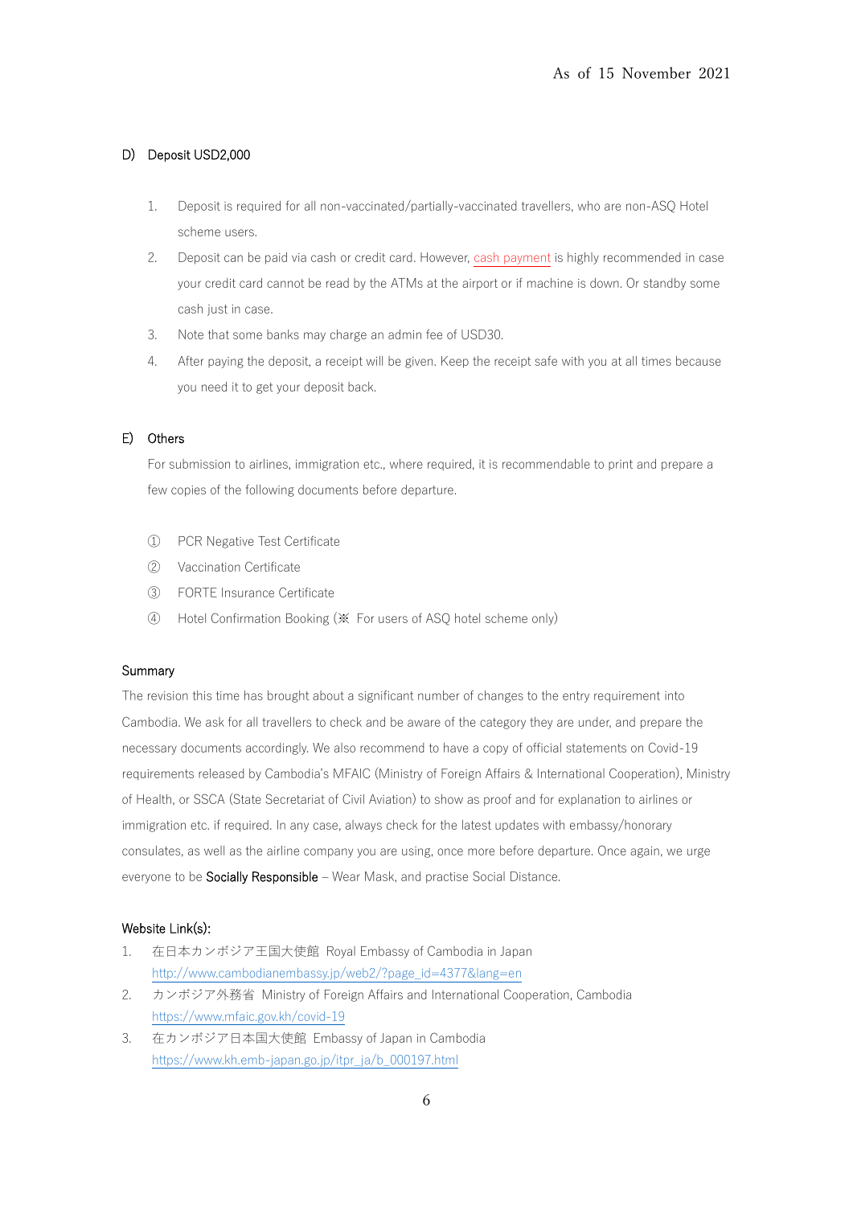As of 15 November 2021

### D) Deposit USD2,000

1. Deposit is required for all non-vaccinated/partially-vaccinated travellers, who are non-ASQ Hotel scheme users.
2. Deposit can be paid via cash or credit card. However, cash payment is highly recommended in case your credit card cannot be read by the ATMs at the airport or if machine is down. Or standby some cash just in case.
3. Note that some banks may charge an admin fee of USD30.
4. After paying the deposit, a receipt will be given. Keep the receipt safe with you at all times because you need it to get your deposit back.

### E) Others

For submission to airlines, immigration etc., where required, it is recommendable to print and prepare a few copies of the following documents before departure.

① PCR Negative Test Certificate
② Vaccination Certificate
③ FORTE Insurance Certificate
④ Hotel Confirmation Booking (※ For users of ASQ hotel scheme only)

### Summary

The revision this time has brought about a significant number of changes to the entry requirement into Cambodia. We ask for all travellers to check and be aware of the category they are under, and prepare the necessary documents accordingly. We also recommend to have a copy of official statements on Covid-19 requirements released by Cambodia's MFAIC (Ministry of Foreign Affairs & International Cooperation), Ministry of Health, or SSCA (State Secretariat of Civil Aviation) to show as proof and for explanation to airlines or immigration etc. if required. In any case, always check for the latest updates with embassy/honorary consulates, as well as the airline company you are using, once more before departure. Once again, we urge everyone to be **Socially Responsible** – Wear Mask, and practise Social Distance.

### Website Link(s):

1. 在日本カンボジア王国大使館 Royal Embassy of Cambodia in Japan
   http://www.cambodianembassy.jp/web2/?page_id=4377&lang=en
2. カンボジア外務省 Ministry of Foreign Affairs and International Cooperation, Cambodia
   https://www.mfaic.gov.kh/covid-19
3. 在カンボジア日本国大使館 Embassy of Japan in Cambodia
   https://www.kh.emb-japan.go.jp/itpr_ja/b_000197.html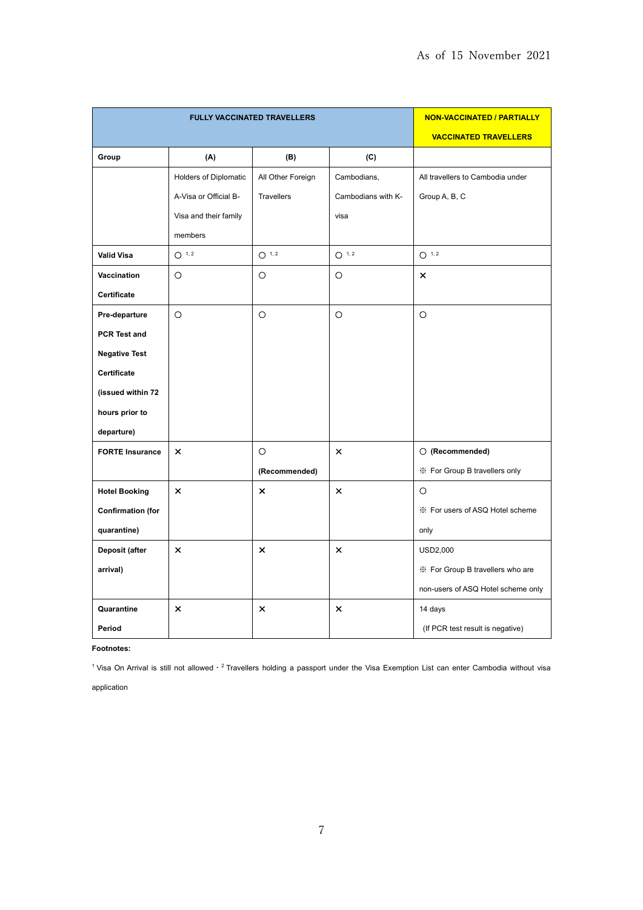As of 15 November 2021

| FULLY VACCINATED TRAVELLERS | | | | NON-VACCINATED / PARTIALLY VACCINATED TRAVELLERS |
|---|---|---|---|---|
| **Group** | **(A)** | **(B)** | **(C)** | |
| | Holders of Diplomatic A-Visa or Official B-Visa and their family members | All Other Foreign Travellers | Cambodians, Cambodians with K-visa | All travellers to Cambodia under Group A, B, C |
| **Valid Visa** | ○ [1,2] | ○ [1,2] | ○ [1,2] | ○ [1,2] |
| **Vaccination Certificate** | ○ | ○ | ○ | × |
| **Pre-departure PCR Test and Negative Test Certificate (issued within 72 hours prior to departure)** | ○ | ○ | ○ | ○ |
| **FORTE Insurance** | × | ○ **(Recommended)** | × | ○ **(Recommended)** ※ For Group B travellers only |
| **Hotel Booking Confirmation (for quarantine)** | × | × | × | ○ ※ For users of ASQ Hotel scheme only |
| **Deposit (after arrival)** | × | × | × | USD2,000 ※ For Group B travellers who are non-users of ASQ Hotel scheme only |
| **Quarantine Period** | × | × | × | 14 days (If PCR test result is negative) |

**Footnotes:**

[1] Visa On Arrival is still not allowed・[2] Travellers holding a passport under the Visa Exemption List can enter Cambodia without visa application